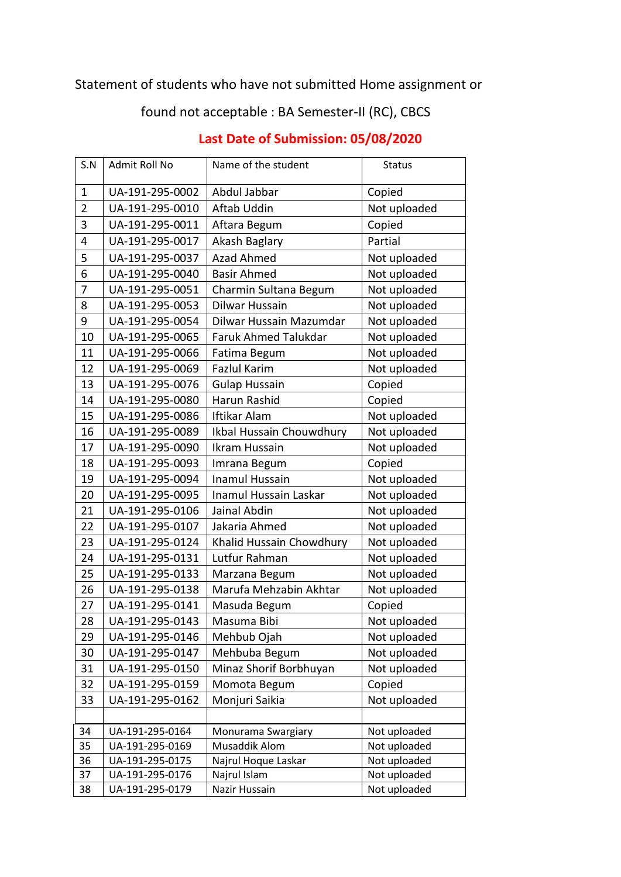Statement of students who have not submitted Home assignment or

found not acceptable : BA Semester-II (RC), CBCS

**Last Date of Submission: 05/08/2020**

| S.N | Admit Roll No | Name of the student | Status |
|---|---|---|---|
| 1 | UA-191-295-0002 | Abdul Jabbar | Copied |
| 2 | UA-191-295-0010 | Aftab Uddin | Not uploaded |
| 3 | UA-191-295-0011 | Aftara Begum | Copied |
| 4 | UA-191-295-0017 | Akash Baglary | Partial |
| 5 | UA-191-295-0037 | Azad Ahmed | Not uploaded |
| 6 | UA-191-295-0040 | Basir Ahmed | Not uploaded |
| 7 | UA-191-295-0051 | Charmin Sultana Begum | Not uploaded |
| 8 | UA-191-295-0053 | Dilwar Hussain | Not uploaded |
| 9 | UA-191-295-0054 | Dilwar Hussain Mazumdar | Not uploaded |
| 10 | UA-191-295-0065 | Faruk Ahmed Talukdar | Not uploaded |
| 11 | UA-191-295-0066 | Fatima Begum | Not uploaded |
| 12 | UA-191-295-0069 | Fazlul Karim | Not uploaded |
| 13 | UA-191-295-0076 | Gulap Hussain | Copied |
| 14 | UA-191-295-0080 | Harun Rashid | Copied |
| 15 | UA-191-295-0086 | Iftikar Alam | Not uploaded |
| 16 | UA-191-295-0089 | Ikbal Hussain Chouwdhury | Not uploaded |
| 17 | UA-191-295-0090 | Ikram Hussain | Not uploaded |
| 18 | UA-191-295-0093 | Imrana Begum | Copied |
| 19 | UA-191-295-0094 | Inamul Hussain | Not uploaded |
| 20 | UA-191-295-0095 | Inamul Hussain Laskar | Not uploaded |
| 21 | UA-191-295-0106 | Jainal Abdin | Not uploaded |
| 22 | UA-191-295-0107 | Jakaria Ahmed | Not uploaded |
| 23 | UA-191-295-0124 | Khalid Hussain Chowdhury | Not uploaded |
| 24 | UA-191-295-0131 | Lutfur Rahman | Not uploaded |
| 25 | UA-191-295-0133 | Marzana Begum | Not uploaded |
| 26 | UA-191-295-0138 | Marufa Mehzabin Akhtar | Not uploaded |
| 27 | UA-191-295-0141 | Masuda Begum | Copied |
| 28 | UA-191-295-0143 | Masuma Bibi | Not uploaded |
| 29 | UA-191-295-0146 | Mehbub Ojah | Not uploaded |
| 30 | UA-191-295-0147 | Mehbuba Begum | Not uploaded |
| 31 | UA-191-295-0150 | Minaz Shorif Borbhuyan | Not uploaded |
| 32 | UA-191-295-0159 | Momota Begum | Copied |
| 33 | UA-191-295-0162 | Monjuri Saikia | Not uploaded |
| | | | |
| 34 | UA-191-295-0164 | Monurama Swargiary | Not uploaded |
| 35 | UA-191-295-0169 | Musaddik Alom | Not uploaded |
| 36 | UA-191-295-0175 | Najrul Hoque Laskar | Not uploaded |
| 37 | UA-191-295-0176 | Najrul Islam | Not uploaded |
| 38 | UA-191-295-0179 | Nazir Hussain | Not uploaded |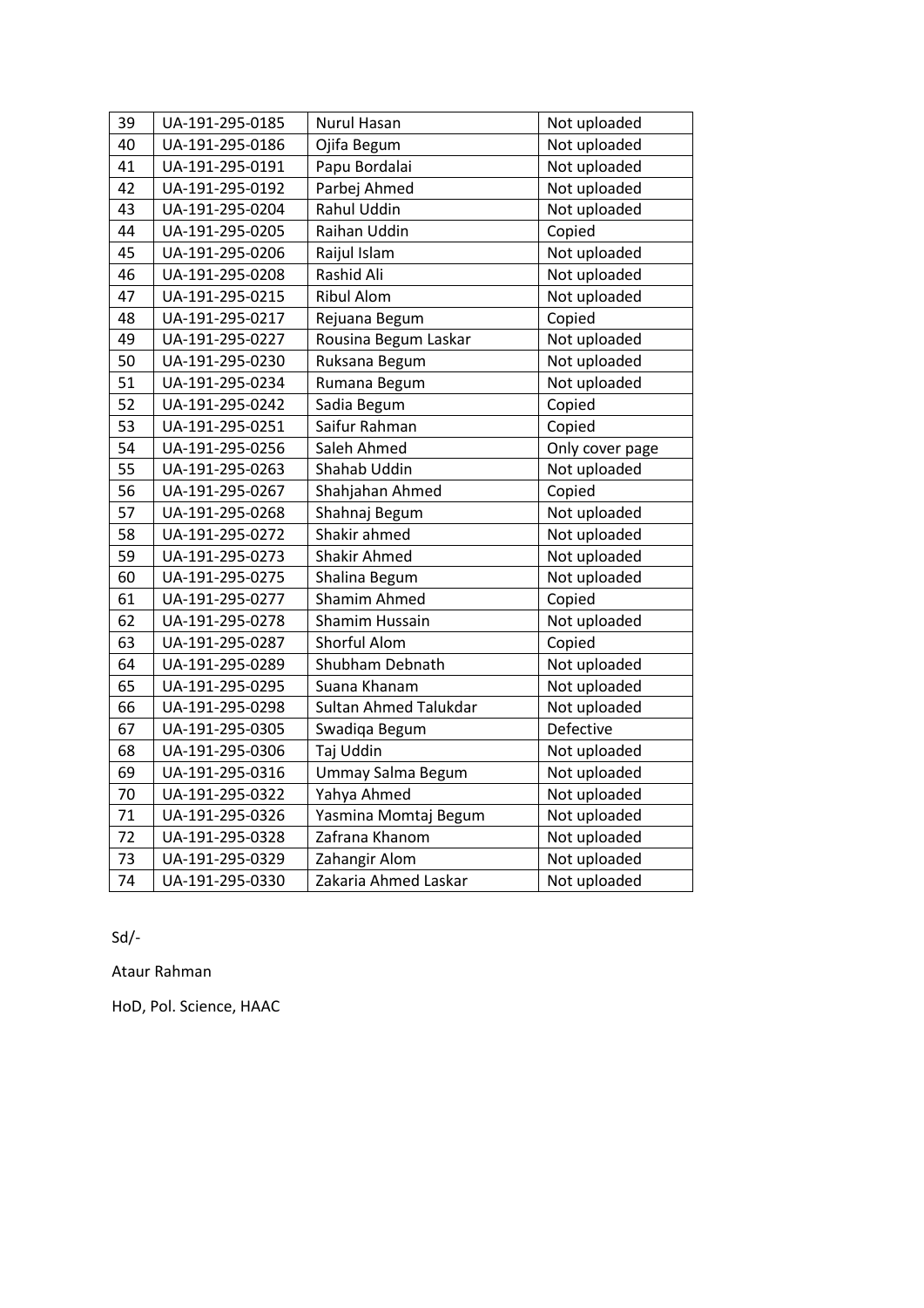| | | | |
|---|---|---|---|
| 39 | UA-191-295-0185 | Nurul Hasan | Not uploaded |
| 40 | UA-191-295-0186 | Ojifa Begum | Not uploaded |
| 41 | UA-191-295-0191 | Papu Bordalai | Not uploaded |
| 42 | UA-191-295-0192 | Parbej Ahmed | Not uploaded |
| 43 | UA-191-295-0204 | Rahul Uddin | Not uploaded |
| 44 | UA-191-295-0205 | Raihan Uddin | Copied |
| 45 | UA-191-295-0206 | Raijul Islam | Not uploaded |
| 46 | UA-191-295-0208 | Rashid Ali | Not uploaded |
| 47 | UA-191-295-0215 | Ribul Alom | Not uploaded |
| 48 | UA-191-295-0217 | Rejuana Begum | Copied |
| 49 | UA-191-295-0227 | Rousina Begum Laskar | Not uploaded |
| 50 | UA-191-295-0230 | Ruksana Begum | Not uploaded |
| 51 | UA-191-295-0234 | Rumana Begum | Not uploaded |
| 52 | UA-191-295-0242 | Sadia Begum | Copied |
| 53 | UA-191-295-0251 | Saifur Rahman | Copied |
| 54 | UA-191-295-0256 | Saleh Ahmed | Only cover page |
| 55 | UA-191-295-0263 | Shahab Uddin | Not uploaded |
| 56 | UA-191-295-0267 | Shahjahan Ahmed | Copied |
| 57 | UA-191-295-0268 | Shahnaj Begum | Not uploaded |
| 58 | UA-191-295-0272 | Shakir ahmed | Not uploaded |
| 59 | UA-191-295-0273 | Shakir Ahmed | Not uploaded |
| 60 | UA-191-295-0275 | Shalina Begum | Not uploaded |
| 61 | UA-191-295-0277 | Shamim Ahmed | Copied |
| 62 | UA-191-295-0278 | Shamim Hussain | Not uploaded |
| 63 | UA-191-295-0287 | Shorful Alom | Copied |
| 64 | UA-191-295-0289 | Shubham Debnath | Not uploaded |
| 65 | UA-191-295-0295 | Suana Khanam | Not uploaded |
| 66 | UA-191-295-0298 | Sultan Ahmed Talukdar | Not uploaded |
| 67 | UA-191-295-0305 | Swadiqa Begum | Defective |
| 68 | UA-191-295-0306 | Taj Uddin | Not uploaded |
| 69 | UA-191-295-0316 | Ummay Salma Begum | Not uploaded |
| 70 | UA-191-295-0322 | Yahya Ahmed | Not uploaded |
| 71 | UA-191-295-0326 | Yasmina Momtaj Begum | Not uploaded |
| 72 | UA-191-295-0328 | Zafrana Khanom | Not uploaded |
| 73 | UA-191-295-0329 | Zahangir Alom | Not uploaded |
| 74 | UA-191-295-0330 | Zakaria Ahmed Laskar | Not uploaded |

Sd/-

Ataur Rahman

HoD, Pol. Science, HAAC